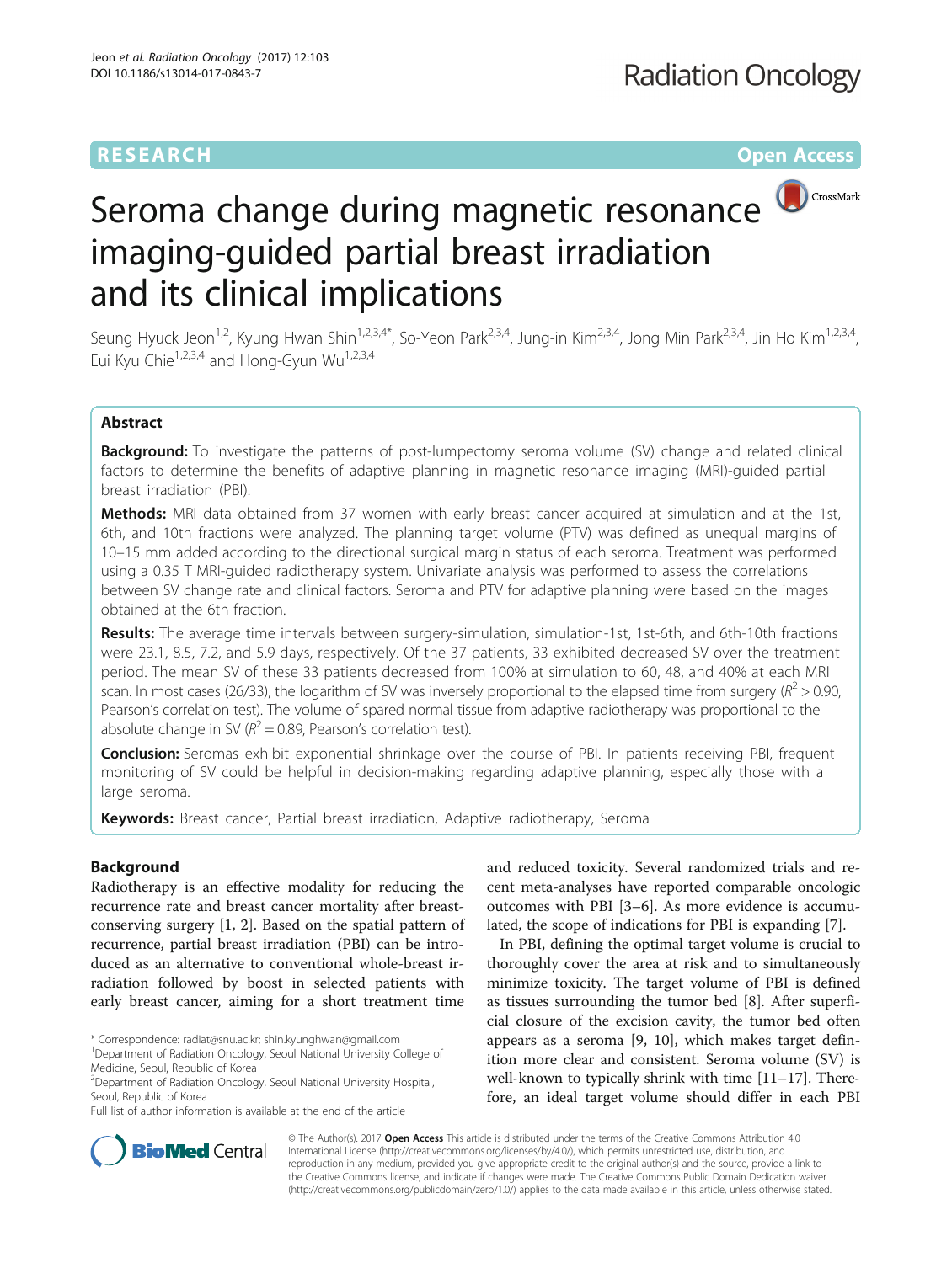RESEARCH Open Access

# Seroma change during magnetic resonance imaging-guided partial breast irradiation and its clinical implications

Seung Hyuck Jeon[1,2], Kyung Hwan Shin[1,2,3,4*], So-Yeon Park[2,3,4], Jung-in Kim[2,3,4], Jong Min Park[2,3,4], Jin Ho Kim[1,2,3,4], Eui Kyu Chie[1,2,3,4] and Hong-Gyun Wu[1,2,3,4]

## Abstract

**Background:** To investigate the patterns of post-lumpectomy seroma volume (SV) change and related clinical factors to determine the benefits of adaptive planning in magnetic resonance imaging (MRI)-guided partial breast irradiation (PBI).

**Methods:** MRI data obtained from 37 women with early breast cancer acquired at simulation and at the 1st, 6th, and 10th fractions were analyzed. The planning target volume (PTV) was defined as unequal margins of 10–15 mm added according to the directional surgical margin status of each seroma. Treatment was performed using a 0.35 T MRI-guided radiotherapy system. Univariate analysis was performed to assess the correlations between SV change rate and clinical factors. Seroma and PTV for adaptive planning were based on the images obtained at the 6th fraction.

**Results:** The average time intervals between surgery-simulation, simulation-1st, 1st-6th, and 6th-10th fractions were 23.1, 8.5, 7.2, and 5.9 days, respectively. Of the 37 patients, 33 exhibited decreased SV over the treatment period. The mean SV of these 33 patients decreased from 100% at simulation to 60, 48, and 40% at each MRI scan. In most cases (26/33), the logarithm of SV was inversely proportional to the elapsed time from surgery ($R^2 > 0.90$, Pearson's correlation test). The volume of spared normal tissue from adaptive radiotherapy was proportional to the absolute change in SV ($R^2 = 0.89$, Pearson's correlation test).

**Conclusion:** Seromas exhibit exponential shrinkage over the course of PBI. In patients receiving PBI, frequent monitoring of SV could be helpful in decision-making regarding adaptive planning, especially those with a large seroma.

**Keywords:** Breast cancer, Partial breast irradiation, Adaptive radiotherapy, Seroma

## Background

Radiotherapy is an effective modality for reducing the recurrence rate and breast cancer mortality after breast-conserving surgery [1, 2]. Based on the spatial pattern of recurrence, partial breast irradiation (PBI) can be introduced as an alternative to conventional whole-breast irradiation followed by boost in selected patients with early breast cancer, aiming for a short treatment time and reduced toxicity. Several randomized trials and recent meta-analyses have reported comparable oncologic outcomes with PBI [3–6]. As more evidence is accumulated, the scope of indications for PBI is expanding [7].

In PBI, defining the optimal target volume is crucial to thoroughly cover the area at risk and to simultaneously minimize toxicity. The target volume of PBI is defined as tissues surrounding the tumor bed [8]. After superficial closure of the excision cavity, the tumor bed often appears as a seroma [9, 10], which makes target definition more clear and consistent. Seroma volume (SV) is well-known to typically shrink with time [11–17]. Therefore, an ideal target volume should differ in each PBI

* Correspondence: radiat@snu.ac.kr; shin.kyunghwan@gmail.com
[1]Department of Radiation Oncology, Seoul National University College of Medicine, Seoul, Republic of Korea
[2]Department of Radiation Oncology, Seoul National University Hospital, Seoul, Republic of Korea
Full list of author information is available at the end of the article

© The Author(s). 2017 **Open Access** This article is distributed under the terms of the Creative Commons Attribution 4.0 International License (http://creativecommons.org/licenses/by/4.0/), which permits unrestricted use, distribution, and reproduction in any medium, provided you give appropriate credit to the original author(s) and the source, provide a link to the Creative Commons license, and indicate if changes were made. The Creative Commons Public Domain Dedication waiver (http://creativecommons.org/publicdomain/zero/1.0/) applies to the data made available in this article, unless otherwise stated.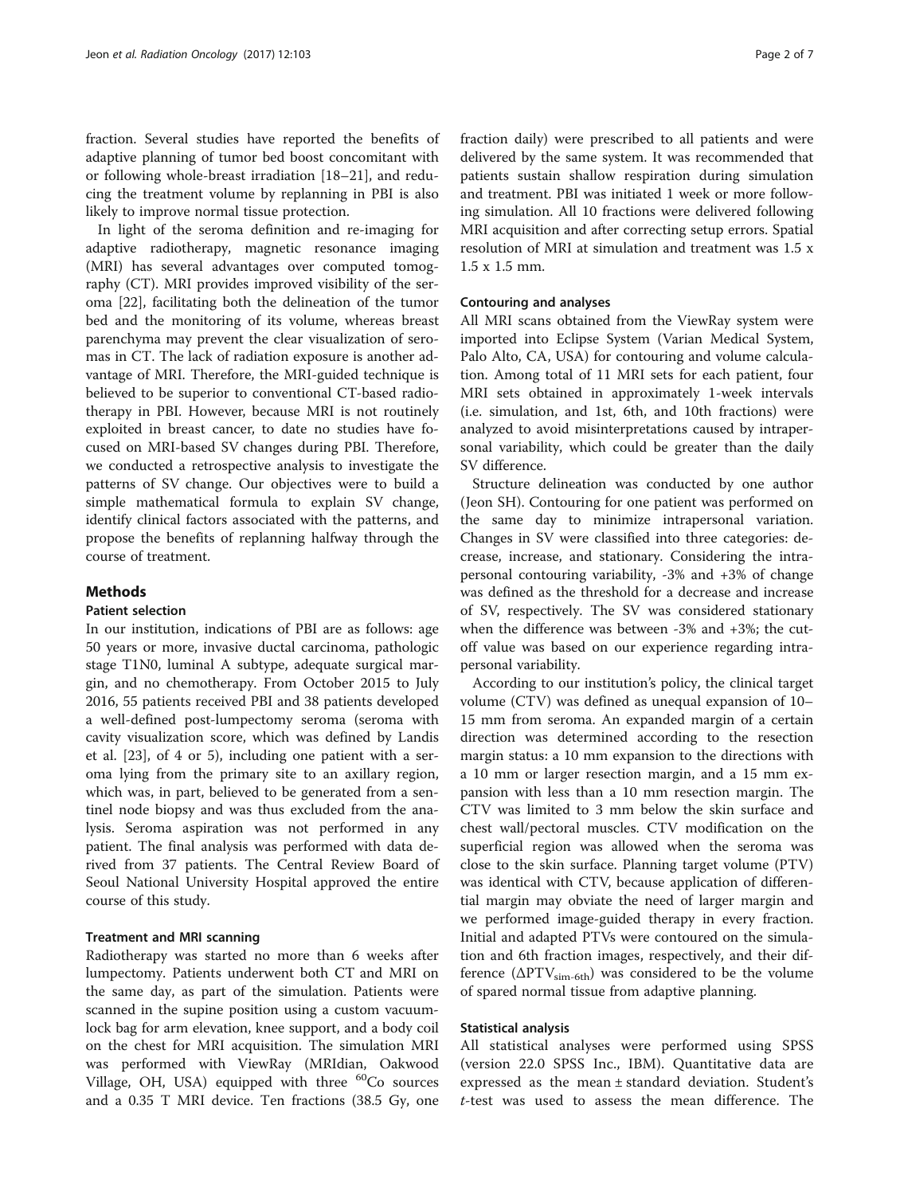fraction. Several studies have reported the benefits of adaptive planning of tumor bed boost concomitant with or following whole-breast irradiation [18–21], and reducing the treatment volume by replanning in PBI is also likely to improve normal tissue protection.

In light of the seroma definition and re-imaging for adaptive radiotherapy, magnetic resonance imaging (MRI) has several advantages over computed tomography (CT). MRI provides improved visibility of the seroma [22], facilitating both the delineation of the tumor bed and the monitoring of its volume, whereas breast parenchyma may prevent the clear visualization of seromas in CT. The lack of radiation exposure is another advantage of MRI. Therefore, the MRI-guided technique is believed to be superior to conventional CT-based radiotherapy in PBI. However, because MRI is not routinely exploited in breast cancer, to date no studies have focused on MRI-based SV changes during PBI. Therefore, we conducted a retrospective analysis to investigate the patterns of SV change. Our objectives were to build a simple mathematical formula to explain SV change, identify clinical factors associated with the patterns, and propose the benefits of replanning halfway through the course of treatment.

## Methods

### Patient selection

In our institution, indications of PBI are as follows: age 50 years or more, invasive ductal carcinoma, pathologic stage T1N0, luminal A subtype, adequate surgical margin, and no chemotherapy. From October 2015 to July 2016, 55 patients received PBI and 38 patients developed a well-defined post-lumpectomy seroma (seroma with cavity visualization score, which was defined by Landis et al. [23], of 4 or 5), including one patient with a seroma lying from the primary site to an axillary region, which was, in part, believed to be generated from a sentinel node biopsy and was thus excluded from the analysis. Seroma aspiration was not performed in any patient. The final analysis was performed with data derived from 37 patients. The Central Review Board of Seoul National University Hospital approved the entire course of this study.

### Treatment and MRI scanning

Radiotherapy was started no more than 6 weeks after lumpectomy. Patients underwent both CT and MRI on the same day, as part of the simulation. Patients were scanned in the supine position using a custom vacuum-lock bag for arm elevation, knee support, and a body coil on the chest for MRI acquisition. The simulation MRI was performed with ViewRay (MRIdian, Oakwood Village, OH, USA) equipped with three $^{60}Co$ sources and a 0.35 T MRI device. Ten fractions (38.5 Gy, one fraction daily) were prescribed to all patients and were delivered by the same system. It was recommended that patients sustain shallow respiration during simulation and treatment. PBI was initiated 1 week or more following simulation. All 10 fractions were delivered following MRI acquisition and after correcting setup errors. Spatial resolution of MRI at simulation and treatment was 1.5 x 1.5 x 1.5 mm.

### Contouring and analyses

All MRI scans obtained from the ViewRay system were imported into Eclipse System (Varian Medical System, Palo Alto, CA, USA) for contouring and volume calculation. Among total of 11 MRI sets for each patient, four MRI sets obtained in approximately 1-week intervals (i.e. simulation, and 1st, 6th, and 10th fractions) were analyzed to avoid misinterpretations caused by intrapersonal variability, which could be greater than the daily SV difference.

Structure delineation was conducted by one author (Jeon SH). Contouring for one patient was performed on the same day to minimize intrapersonal variation. Changes in SV were classified into three categories: decrease, increase, and stationary. Considering the intrapersonal contouring variability, -3% and +3% of change was defined as the threshold for a decrease and increase of SV, respectively. The SV was considered stationary when the difference was between -3% and +3%; the cutoff value was based on our experience regarding intrapersonal variability.

According to our institution's policy, the clinical target volume (CTV) was defined as unequal expansion of 10–15 mm from seroma. An expanded margin of a certain direction was determined according to the resection margin status: a 10 mm expansion to the directions with a 10 mm or larger resection margin, and a 15 mm expansion with less than a 10 mm resection margin. The CTV was limited to 3 mm below the skin surface and chest wall/pectoral muscles. CTV modification on the superficial region was allowed when the seroma was close to the skin surface. Planning target volume (PTV) was identical with CTV, because application of differential margin may obviate the need of larger margin and we performed image-guided therapy in every fraction. Initial and adapted PTVs were contoured on the simulation and 6th fraction images, respectively, and their difference ($\Delta PTV_{sim\text{-}6th}$) was considered to be the volume of spared normal tissue from adaptive planning.

### Statistical analysis

All statistical analyses were performed using SPSS (version 22.0 SPSS Inc., IBM). Quantitative data are expressed as the mean ± standard deviation. Student's *t*-test was used to assess the mean difference. The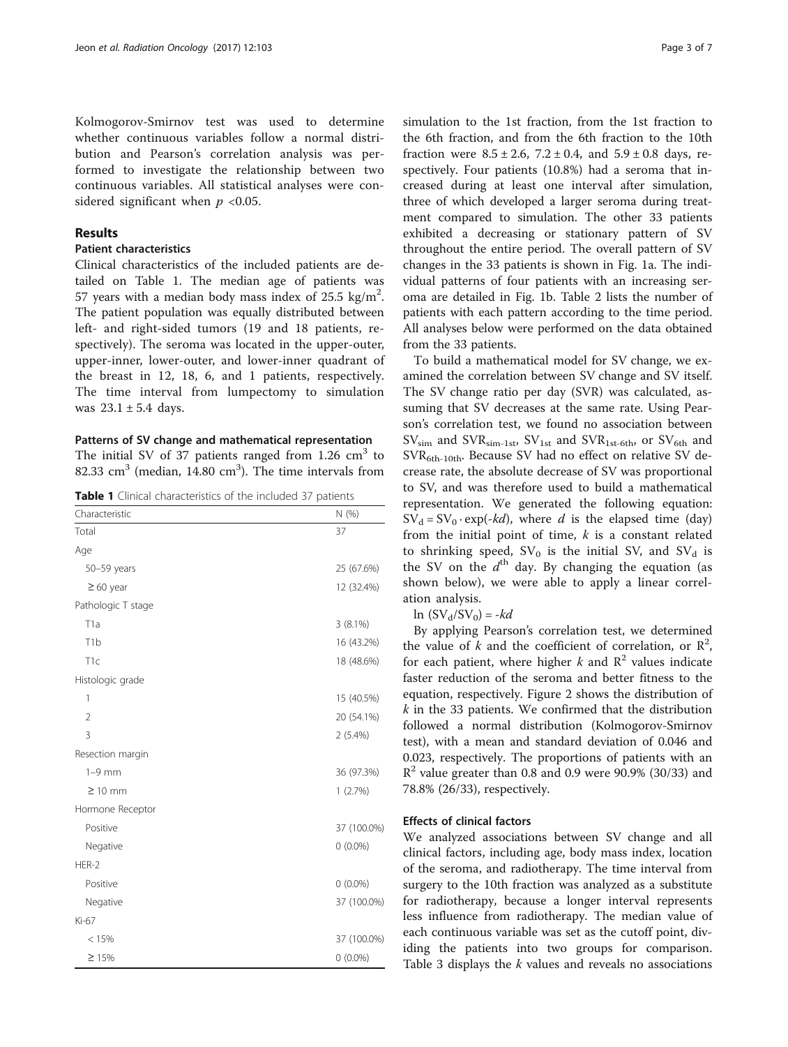Kolmogorov-Smirnov test was used to determine whether continuous variables follow a normal distribution and Pearson's correlation analysis was performed to investigate the relationship between two continuous variables. All statistical analyses were considered significant when $p < 0.05$.

## Results

### Patient characteristics

Clinical characteristics of the included patients are detailed on Table 1. The median age of patients was 57 years with a median body mass index of 25.5 kg/m$^2$. The patient population was equally distributed between left- and right-sided tumors (19 and 18 patients, respectively). The seroma was located in the upper-outer, upper-inner, lower-outer, and lower-inner quadrant of the breast in 12, 18, 6, and 1 patients, respectively. The time interval from lumpectomy to simulation was 23.1 ± 5.4 days.

### Patterns of SV change and mathematical representation

The initial SV of 37 patients ranged from 1.26 cm$^3$ to 82.33 cm$^3$ (median, 14.80 cm$^3$). The time intervals from simulation to the 1st fraction, from the 1st fraction to the 6th fraction, and from the 6th fraction to the 10th fraction were 8.5 ± 2.6, 7.2 ± 0.4, and 5.9 ± 0.8 days, respectively. Four patients (10.8%) had a seroma that increased during at least one interval after simulation, three of which developed a larger seroma during treatment compared to simulation. The other 33 patients exhibited a decreasing or stationary pattern of SV throughout the entire period. The overall pattern of SV changes in the 33 patients is shown in Fig. 1a. The individual patterns of four patients with an increasing seroma are detailed in Fig. 1b. Table 2 lists the number of patients with each pattern according to the time period. All analyses below were performed on the data obtained from the 33 patients.

**Table 1** Clinical characteristics of the included 37 patients

| Characteristic | N (%) |
|---|---|
| Total | 37 |
| Age | |
| 50–59 years | 25 (67.6%) |
| ≥ 60 year | 12 (32.4%) |
| Pathologic T stage | |
| T1a | 3 (8.1%) |
| T1b | 16 (43.2%) |
| T1c | 18 (48.6%) |
| Histologic grade | |
| 1 | 15 (40.5%) |
| 2 | 20 (54.1%) |
| 3 | 2 (5.4%) |
| Resection margin | |
| 1–9 mm | 36 (97.3%) |
| ≥ 10 mm | 1 (2.7%) |
| Hormone Receptor | |
| Positive | 37 (100.0%) |
| Negative | 0 (0.0%) |
| HER-2 | |
| Positive | 0 (0.0%) |
| Negative | 37 (100.0%) |
| Ki-67 | |
| < 15% | 37 (100.0%) |
| ≥ 15% | 0 (0.0%) |

To build a mathematical model for SV change, we examined the correlation between SV change and SV itself. The SV change ratio per day (SVR) was calculated, assuming that SV decreases at the same rate. Using Pearson's correlation test, we found no association between $SV_{sim}$ and $SVR_{sim\text{-}1st}$, $SV_{1st}$ and $SVR_{1st\text{-}6th}$, or $SV_{6th}$ and $SVR_{6th\text{-}10th}$. Because SV had no effect on relative SV decrease rate, the absolute decrease of SV was proportional to SV, and was therefore used to build a mathematical representation. We generated the following equation: $SV_d = SV_0 \cdot \exp(-kd)$, where $d$ is the elapsed time (day) from the initial point of time, $k$ is a constant related to shrinking speed, $SV_0$ is the initial SV, and $SV_d$ is the SV on the $d^{th}$ day. By changing the equation (as shown below), we were able to apply a linear correlation analysis.

$$\ln (SV_d/SV_0) = -kd$$

By applying Pearson's correlation test, we determined the value of $k$ and the coefficient of correlation, or $R^2$, for each patient, where higher $k$ and $R^2$ values indicate faster reduction of the seroma and better fitness to the equation, respectively. Figure 2 shows the distribution of $k$ in the 33 patients. We confirmed that the distribution followed a normal distribution (Kolmogorov-Smirnov test), with a mean and standard deviation of 0.046 and 0.023, respectively. The proportions of patients with an $R^2$ value greater than 0.8 and 0.9 were 90.9% (30/33) and 78.8% (26/33), respectively.

### Effects of clinical factors

We analyzed associations between SV change and all clinical factors, including age, body mass index, location of the seroma, and radiotherapy. The time interval from surgery to the 10th fraction was analyzed as a substitute for radiotherapy, because a longer interval represents less influence from radiotherapy. The median value of each continuous variable was set as the cutoff point, dividing the patients into two groups for comparison. Table 3 displays the $k$ values and reveals no associations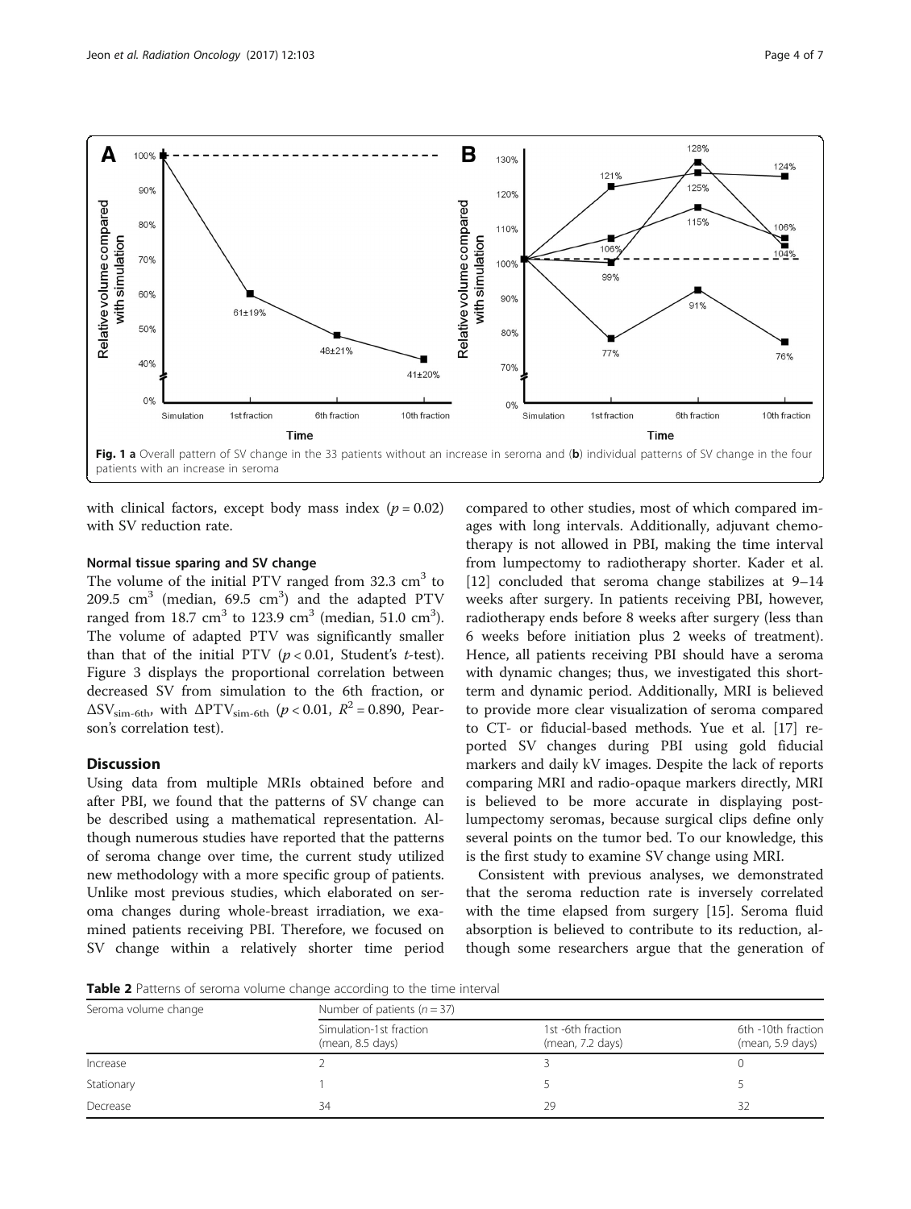**Fig. 1** **a** Overall pattern of SV change in the 33 patients without an increase in seroma and (**b**) individual patterns of SV change in the four patients with an increase in seroma

with clinical factors, except body mass index ($p = 0.02$) with SV reduction rate.

### Normal tissue sparing and SV change

The volume of the initial PTV ranged from 32.3 $cm^3$ to 209.5 $cm^3$ (median, 69.5 $cm^3$) and the adapted PTV ranged from 18.7 $cm^3$ to 123.9 $cm^3$ (median, 51.0 $cm^3$). The volume of adapted PTV was significantly smaller than that of the initial PTV ($p < 0.01$, Student's *t*-test). Figure 3 displays the proportional correlation between decreased SV from simulation to the 6th fraction, or $\Delta SV_{sim-6th}$, with $\Delta PTV_{sim-6th}$ ($p < 0.01$, $R^2 = 0.890$, Pearson's correlation test).

## Discussion

Using data from multiple MRIs obtained before and after PBI, we found that the patterns of SV change can be described using a mathematical representation. Although numerous studies have reported that the patterns of seroma change over time, the current study utilized new methodology with a more specific group of patients. Unlike most previous studies, which elaborated on seroma changes during whole-breast irradiation, we examined patients receiving PBI. Therefore, we focused on SV change within a relatively shorter time period compared to other studies, most of which compared images with long intervals. Additionally, adjuvant chemotherapy is not allowed in PBI, making the time interval from lumpectomy to radiotherapy shorter. Kader et al. [12] concluded that seroma change stabilizes at 9–14 weeks after surgery. In patients receiving PBI, however, radiotherapy ends before 8 weeks after surgery (less than 6 weeks before initiation plus 2 weeks of treatment). Hence, all patients receiving PBI should have a seroma with dynamic changes; thus, we investigated this short-term and dynamic period. Additionally, MRI is believed to provide more clear visualization of seroma compared to CT- or fiducial-based methods. Yue et al. [17] reported SV changes during PBI using gold fiducial markers and daily kV images. Despite the lack of reports comparing MRI and radio-opaque markers directly, MRI is believed to be more accurate in displaying post-lumpectomy seromas, because surgical clips define only several points on the tumor bed. To our knowledge, this is the first study to examine SV change using MRI.

Consistent with previous analyses, we demonstrated that the seroma reduction rate is inversely correlated with the time elapsed from surgery [15]. Seroma fluid absorption is believed to contribute to its reduction, although some researchers argue that the generation of

**Table 2** Patterns of seroma volume change according to the time interval

| Seroma volume change | Number of patients ($n = 37$) | | |
|---|---|---|---|
| | Simulation-1st fraction (mean, 8.5 days) | 1st -6th fraction (mean, 7.2 days) | 6th -10th fraction (mean, 5.9 days) |
| Increase | 2 | 3 | 0 |
| Stationary | 1 | 5 | 5 |
| Decrease | 34 | 29 | 32 |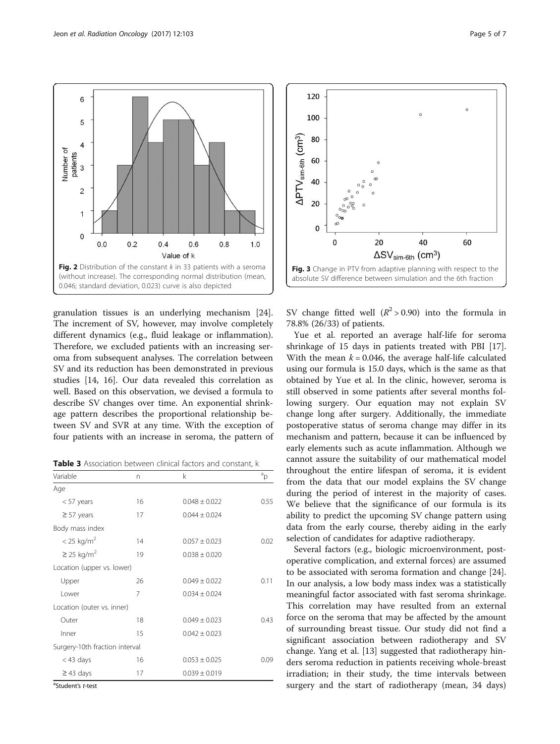Fig. 2 Distribution of the constant $k$ in 33 patients with a seroma (without increase). The corresponding normal distribution (mean, 0.046; standard deviation, 0.023) curve is also depicted

Fig. 3 Change in PTV from adaptive planning with respect to the absolute SV difference between simulation and the 6th fraction

granulation tissues is an underlying mechanism [24]. The increment of SV, however, may involve completely different dynamics (e.g., fluid leakage or inflammation). Therefore, we excluded patients with an increasing seroma from subsequent analyses. The correlation between SV and its reduction has been demonstrated in previous studies [14, 16]. Our data revealed this correlation as well. Based on this observation, we devised a formula to describe SV changes over time. An exponential shrinkage pattern describes the proportional relationship between SV and SVR at any time. With the exception of four patients with an increase in seroma, the pattern of SV change fitted well ($R^2 > 0.90$) into the formula in 78.8% (26/33) of patients.

Yue et al. reported an average half-life for seroma shrinkage of 15 days in patients treated with PBI [17]. With the mean $k = 0.046$, the average half-life calculated using our formula is 15.0 days, which is the same as that obtained by Yue et al. In the clinic, however, seroma is still observed in some patients after several months following surgery. Our equation may not explain SV change long after surgery. Additionally, the immediate postoperative status of seroma change may differ in its mechanism and pattern, because it can be influenced by early elements such as acute inflammation. Although we cannot assure the suitability of our mathematical model throughout the entire lifespan of seroma, it is evident from the data that our model explains the SV change during the period of interest in the majority of cases. We believe that the significance of our formula is its ability to predict the upcoming SV change pattern using data from the early course, thereby aiding in the early selection of candidates for adaptive radiotherapy.

Several factors (e.g., biologic microenvironment, postoperative complication, and external forces) are assumed to be associated with seroma formation and change [24]. In our analysis, a low body mass index was a statistically meaningful factor associated with fast seroma shrinkage. This correlation may have resulted from an external force on the seroma that may be affected by the amount of surrounding breast tissue. Our study did not find a significant association between radiotherapy and SV change. Yang et al. [13] suggested that radiotherapy hinders seroma reduction in patients receiving whole-breast irradiation; in their study, the time intervals between surgery and the start of radiotherapy (mean, 34 days)

**Table 3** Association between clinical factors and constant, k

| Variable | n | k | [a]p |
|---|---|---|---|
| Age | | | |
| < 57 years | 16 | 0.048 ± 0.022 | 0.55 |
| ≥ 57 years | 17 | 0.044 ± 0.024 | |
| Body mass index | | | |
| < 25 kg/m² | 14 | 0.057 ± 0.023 | 0.02 |
| ≥ 25 kg/m² | 19 | 0.038 ± 0.020 | |
| Location (upper vs. lower) | | | |
| Upper | 26 | 0.049 ± 0.022 | 0.11 |
| Lower | 7 | 0.034 ± 0.024 | |
| Location (outer vs. inner) | | | |
| Outer | 18 | 0.049 ± 0.023 | 0.43 |
| Inner | 15 | 0.042 ± 0.023 | |
| Surgery-10th fraction interval | | | |
| < 43 days | 16 | 0.053 ± 0.025 | 0.09 |
| ≥ 43 days | 17 | 0.039 ± 0.019 | |

[a]Student's *t*-test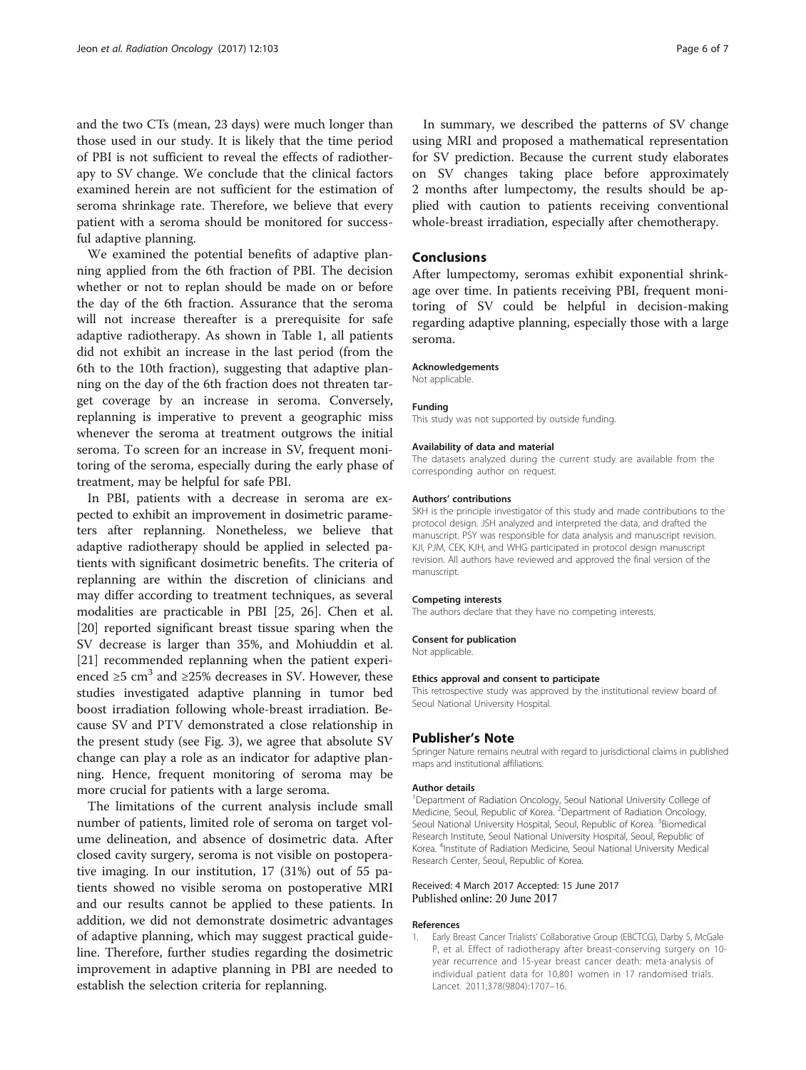and the two CTs (mean, 23 days) were much longer than those used in our study. It is likely that the time period of PBI is not sufficient to reveal the effects of radiotherapy to SV change. We conclude that the clinical factors examined herein are not sufficient for the estimation of seroma shrinkage rate. Therefore, we believe that every patient with a seroma should be monitored for successful adaptive planning.

We examined the potential benefits of adaptive planning applied from the 6th fraction of PBI. The decision whether or not to replan should be made on or before the day of the 6th fraction. Assurance that the seroma will not increase thereafter is a prerequisite for safe adaptive radiotherapy. As shown in Table 1, all patients did not exhibit an increase in the last period (from the 6th to the 10th fraction), suggesting that adaptive planning on the day of the 6th fraction does not threaten target coverage by an increase in seroma. Conversely, replanning is imperative to prevent a geographic miss whenever the seroma at treatment outgrows the initial seroma. To screen for an increase in SV, frequent monitoring of the seroma, especially during the early phase of treatment, may be helpful for safe PBI.

In PBI, patients with a decrease in seroma are expected to exhibit an improvement in dosimetric parameters after replanning. Nonetheless, we believe that adaptive radiotherapy should be applied in selected patients with significant dosimetric benefits. The criteria of replanning are within the discretion of clinicians and may differ according to treatment techniques, as several modalities are practicable in PBI [25, 26]. Chen et al. [20] reported significant breast tissue sparing when the SV decrease is larger than 35%, and Mohiuddin et al. [21] recommended replanning when the patient experienced ≥5 $cm^3$ and ≥25% decreases in SV. However, these studies investigated adaptive planning in tumor bed boost irradiation following whole-breast irradiation. Because SV and PTV demonstrated a close relationship in the present study (see Fig. 3), we agree that absolute SV change can play a role as an indicator for adaptive planning. Hence, frequent monitoring of seroma may be more crucial for patients with a large seroma.

The limitations of the current analysis include small number of patients, limited role of seroma on target volume delineation, and absence of dosimetric data. After closed cavity surgery, seroma is not visible on postoperative imaging. In our institution, 17 (31%) out of 55 patients showed no visible seroma on postoperative MRI and our results cannot be applied to these patients. In addition, we did not demonstrate dosimetric advantages of adaptive planning, which may suggest practical guideline. Therefore, further studies regarding the dosimetric improvement in adaptive planning in PBI are needed to establish the selection criteria for replanning.

In summary, we described the patterns of SV change using MRI and proposed a mathematical representation for SV prediction. Because the current study elaborates on SV changes taking place before approximately 2 months after lumpectomy, the results should be applied with caution to patients receiving conventional whole-breast irradiation, especially after chemotherapy.

## Conclusions

After lumpectomy, seromas exhibit exponential shrinkage over time. In patients receiving PBI, frequent monitoring of SV could be helpful in decision-making regarding adaptive planning, especially those with a large seroma.

#### Acknowledgements

Not applicable.

#### Funding

This study was not supported by outside funding.

#### Availability of data and material

The datasets analyzed during the current study are available from the corresponding author on request.

#### Authors' contributions

SKH is the principle investigator of this study and made contributions to the protocol design. JSH analyzed and interpreted the data, and drafted the manuscript. PSY was responsible for data analysis and manuscript revision. KJI, PJM, CEK, KJH, and WHG participated in protocol design manuscript revision. All authors have reviewed and approved the final version of the manuscript.

#### Competing interests

The authors declare that they have no competing interests.

#### Consent for publication

Not applicable.

#### Ethics approval and consent to participate

This retrospective study was approved by the institutional review board of Seoul National University Hospital.

## Publisher's Note

Springer Nature remains neutral with regard to jurisdictional claims in published maps and institutional affiliations.

#### Author details

[1]Department of Radiation Oncology, Seoul National University College of Medicine, Seoul, Republic of Korea. [2]Department of Radiation Oncology, Seoul National University Hospital, Seoul, Republic of Korea. [3]Biomedical Research Institute, Seoul National University Hospital, Seoul, Republic of Korea. [4]Institute of Radiation Medicine, Seoul National University Medical Research Center, Seoul, Republic of Korea.

Received: 4 March 2017 Accepted: 15 June 2017
Published online: 20 June 2017

#### References

1. Early Breast Cancer Trialists' Collaborative Group (EBCTCG), Darby S, McGale P, et al. Effect of radiotherapy after breast-conserving surgery on 10-year recurrence and 15-year breast cancer death: meta-analysis of individual patient data for 10,801 women in 17 randomised trials. Lancet. 2011;378(9804):1707–16.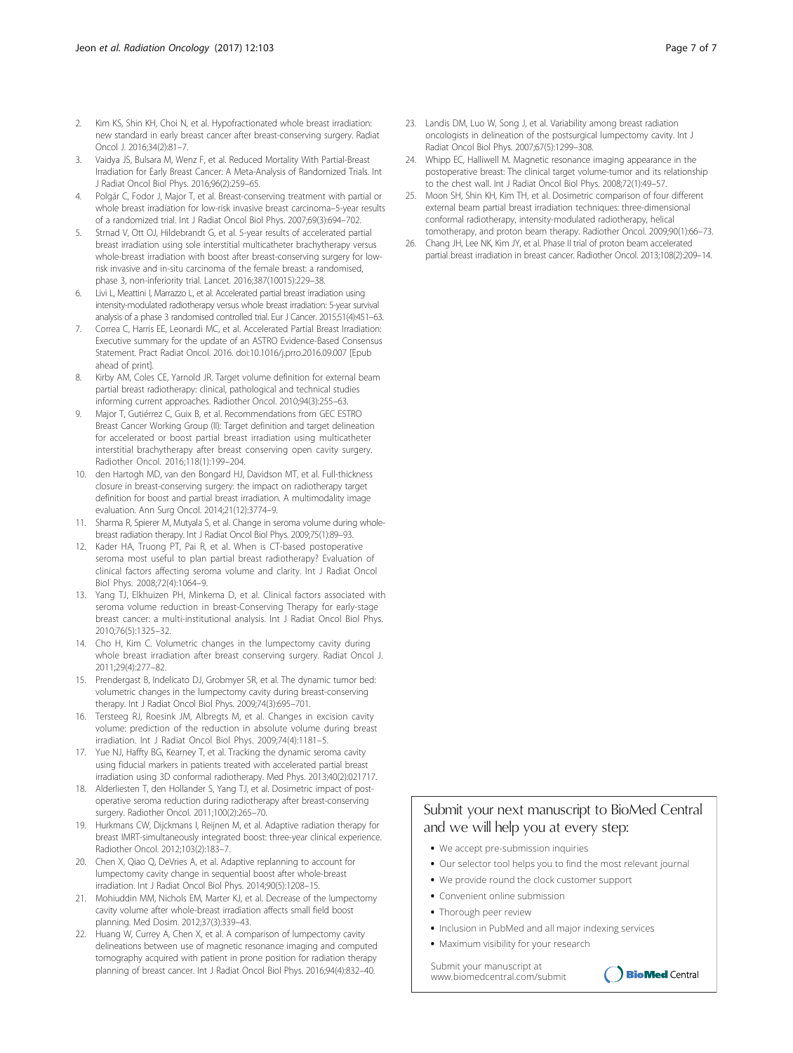2. Kim KS, Shin KH, Choi N, et al. Hypofractionated whole breast irradiation: new standard in early breast cancer after breast-conserving surgery. Radiat Oncol J. 2016;34(2):81–7.
3. Vaidya JS, Bulsara M, Wenz F, et al. Reduced Mortality With Partial-Breast Irradiation for Early Breast Cancer: A Meta-Analysis of Randomized Trials. Int J Radiat Oncol Biol Phys. 2016;96(2):259–65.
4. Polgár C, Fodor J, Major T, et al. Breast-conserving treatment with partial or whole breast irradiation for low-risk invasive breast carcinoma–5-year results of a randomized trial. Int J Radiat Oncol Biol Phys. 2007;69(3):694–702.
5. Strnad V, Ott OJ, Hildebrandt G, et al. 5-year results of accelerated partial breast irradiation using sole interstitial multicatheter brachytherapy versus whole-breast irradiation with boost after breast-conserving surgery for low-risk invasive and in-situ carcinoma of the female breast: a randomised, phase 3, non-inferiority trial. Lancet. 2016;387(10015):229–38.
6. Livi L, Meattini I, Marrazzo L, et al. Accelerated partial breast irradiation using intensity-modulated radiotherapy versus whole breast irradiation: 5-year survival analysis of a phase 3 randomised controlled trial. Eur J Cancer. 2015;51(4):451–63.
7. Correa C, Harris EE, Leonardi MC, et al. Accelerated Partial Breast Irradiation: Executive summary for the update of an ASTRO Evidence-Based Consensus Statement. Pract Radiat Oncol. 2016. doi:10.1016/j.prro.2016.09.007 [Epub ahead of print].
8. Kirby AM, Coles CE, Yarnold JR. Target volume definition for external beam partial breast radiotherapy: clinical, pathological and technical studies informing current approaches. Radiother Oncol. 2010;94(3):255–63.
9. Major T, Gutiérrez C, Guix B, et al. Recommendations from GEC ESTRO Breast Cancer Working Group (II): Target definition and target delineation for accelerated or boost partial breast irradiation using multicatheter interstitial brachytherapy after breast conserving open cavity surgery. Radiother Oncol. 2016;118(1):199–204.
10. den Hartogh MD, van den Bongard HJ, Davidson MT, et al. Full-thickness closure in breast-conserving surgery: the impact on radiotherapy target definition for boost and partial breast irradiation. A multimodality image evaluation. Ann Surg Oncol. 2014;21(12):3774–9.
11. Sharma R, Spierer M, Mutyala S, et al. Change in seroma volume during whole-breast radiation therapy. Int J Radiat Oncol Biol Phys. 2009;75(1):89–93.
12. Kader HA, Truong PT, Pai R, et al. When is CT-based postoperative seroma most useful to plan partial breast radiotherapy? Evaluation of clinical factors affecting seroma volume and clarity. Int J Radiat Oncol Biol Phys. 2008;72(4):1064–9.
13. Yang TJ, Elkhuizen PH, Minkema D, et al. Clinical factors associated with seroma volume reduction in breast-Conserving Therapy for early-stage breast cancer: a multi-institutional analysis. Int J Radiat Oncol Biol Phys. 2010;76(5):1325–32.
14. Cho H, Kim C. Volumetric changes in the lumpectomy cavity during whole breast irradiation after breast conserving surgery. Radiat Oncol J. 2011;29(4):277–82.
15. Prendergast B, Indelicato DJ, Grobmyer SR, et al. The dynamic tumor bed: volumetric changes in the lumpectomy cavity during breast-conserving therapy. Int J Radiat Oncol Biol Phys. 2009;74(3):695–701.
16. Tersteeg RJ, Roesink JM, Albregts M, et al. Changes in excision cavity volume: prediction of the reduction in absolute volume during breast irradiation. Int J Radiat Oncol Biol Phys. 2009;74(4):1181–5.
17. Yue NJ, Haffty BG, Kearney T, et al. Tracking the dynamic seroma cavity using fiducial markers in patients treated with accelerated partial breast irradiation using 3D conformal radiotherapy. Med Phys. 2013;40(2):021717.
18. Alderliesten T, den Hollander S, Yang TJ, et al. Dosimetric impact of post-operative seroma reduction during radiotherapy after breast-conserving surgery. Radiother Oncol. 2011;100(2):265–70.
19. Hurkmans CW, Dijckmans I, Reijnen M, et al. Adaptive radiation therapy for breast IMRT-simultaneously integrated boost: three-year clinical experience. Radiother Oncol. 2012;103(2):183–7.
20. Chen X, Qiao Q, DeVries A, et al. Adaptive replanning to account for lumpectomy cavity change in sequential boost after whole-breast irradiation. Int J Radiat Oncol Biol Phys. 2014;90(5):1208–15.
21. Mohiuddin MM, Nichols EM, Marter KJ, et al. Decrease of the lumpectomy cavity volume after whole-breast irradiation affects small field boost planning. Med Dosim. 2012;37(3):339–43.
22. Huang W, Currey A, Chen X, et al. A comparison of lumpectomy cavity delineations between use of magnetic resonance imaging and computed tomography acquired with patient in prone position for radiation therapy planning of breast cancer. Int J Radiat Oncol Biol Phys. 2016;94(4):832–40.
23. Landis DM, Luo W, Song J, et al. Variability among breast radiation oncologists in delineation of the postsurgical lumpectomy cavity. Int J Radiat Oncol Biol Phys. 2007;67(5):1299–308.
24. Whipp EC, Halliwell M. Magnetic resonance imaging appearance in the postoperative breast: The clinical target volume-tumor and its relationship to the chest wall. Int J Radiat Oncol Biol Phys. 2008;72(1):49–57.
25. Moon SH, Shin KH, Kim TH, et al. Dosimetric comparison of four different external beam partial breast irradiation techniques: three-dimensional conformal radiotherapy, intensity-modulated radiotherapy, helical tomotherapy, and proton beam therapy. Radiother Oncol. 2009;90(1):66–73.
26. Chang JH, Lee NK, Kim JY, et al. Phase II trial of proton beam accelerated partial breast irradiation in breast cancer. Radiother Oncol. 2013;108(2):209–14.

Submit your next manuscript to BioMed Central and we will help you at every step:

- We accept pre-submission inquiries
- Our selector tool helps you to find the most relevant journal
- We provide round the clock customer support
- Convenient online submission
- Thorough peer review
- Inclusion in PubMed and all major indexing services
- Maximum visibility for your research

Submit your manuscript at www.biomedcentral.com/submit

BioMed Central